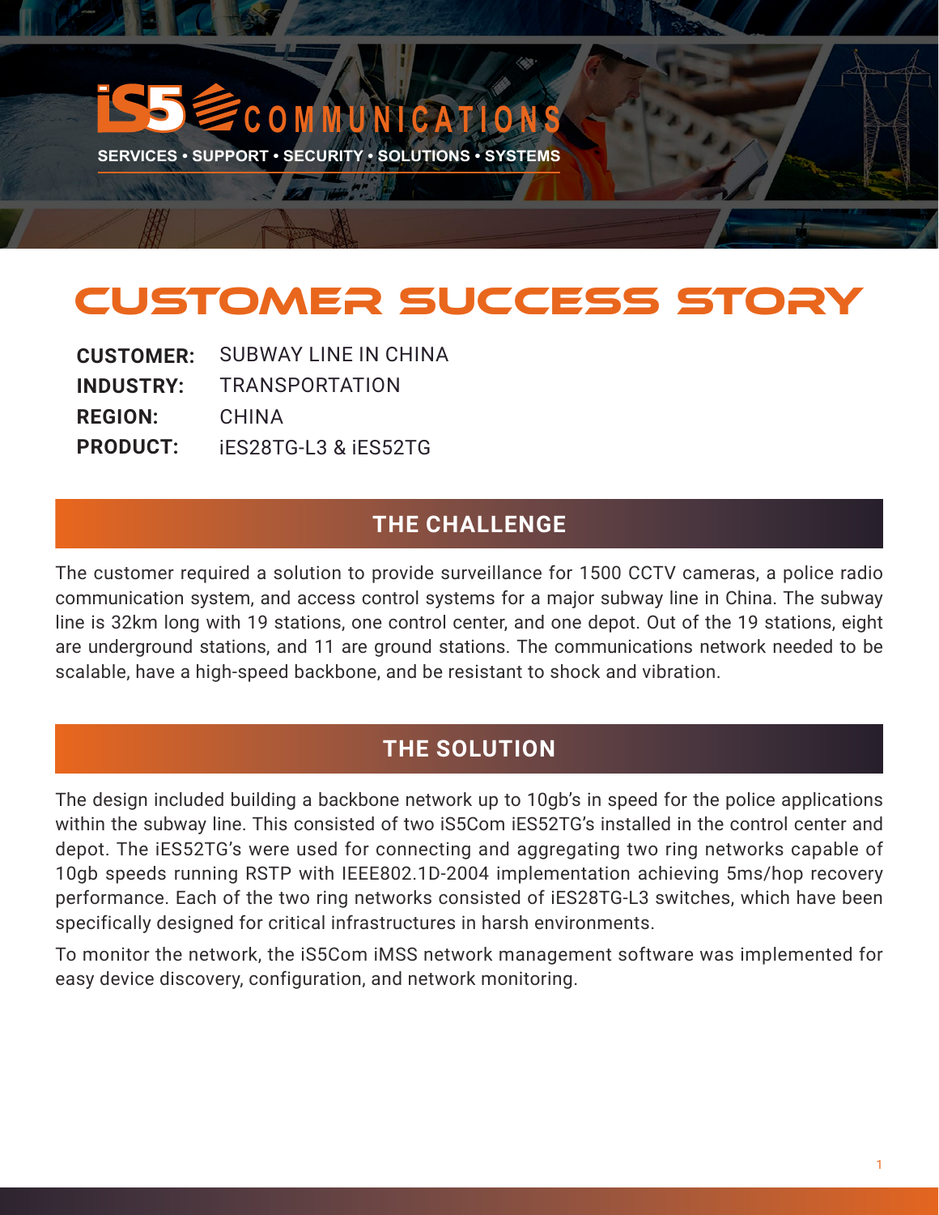iS5 COMMUNICATIONS

SERVICES • SUPPORT • SECURITY • SOLUTIONS • SYSTEMS

# CUSTOMER SUCCESS STORY

**CUSTOMER:** SUBWAY LINE IN CHINA
**INDUSTRY:** TRANSPORTATION
**REGION:** CHINA
**PRODUCT:** iES28TG-L3 & iES52TG

## THE CHALLENGE

The customer required a solution to provide surveillance for 1500 CCTV cameras, a police radio communication system, and access control systems for a major subway line in China. The subway line is 32km long with 19 stations, one control center, and one depot. Out of the 19 stations, eight are underground stations, and 11 are ground stations. The communications network needed to be scalable, have a high-speed backbone, and be resistant to shock and vibration.

## THE SOLUTION

The design included building a backbone network up to 10gb's in speed for the police applications within the subway line. This consisted of two iS5Com iES52TG's installed in the control center and depot. The iES52TG's were used for connecting and aggregating two ring networks capable of 10gb speeds running RSTP with IEEE802.1D-2004 implementation achieving 5ms/hop recovery performance. Each of the two ring networks consisted of iES28TG-L3 switches, which have been specifically designed for critical infrastructures in harsh environments.

To monitor the network, the iS5Com iMSS network management software was implemented for easy device discovery, configuration, and network monitoring.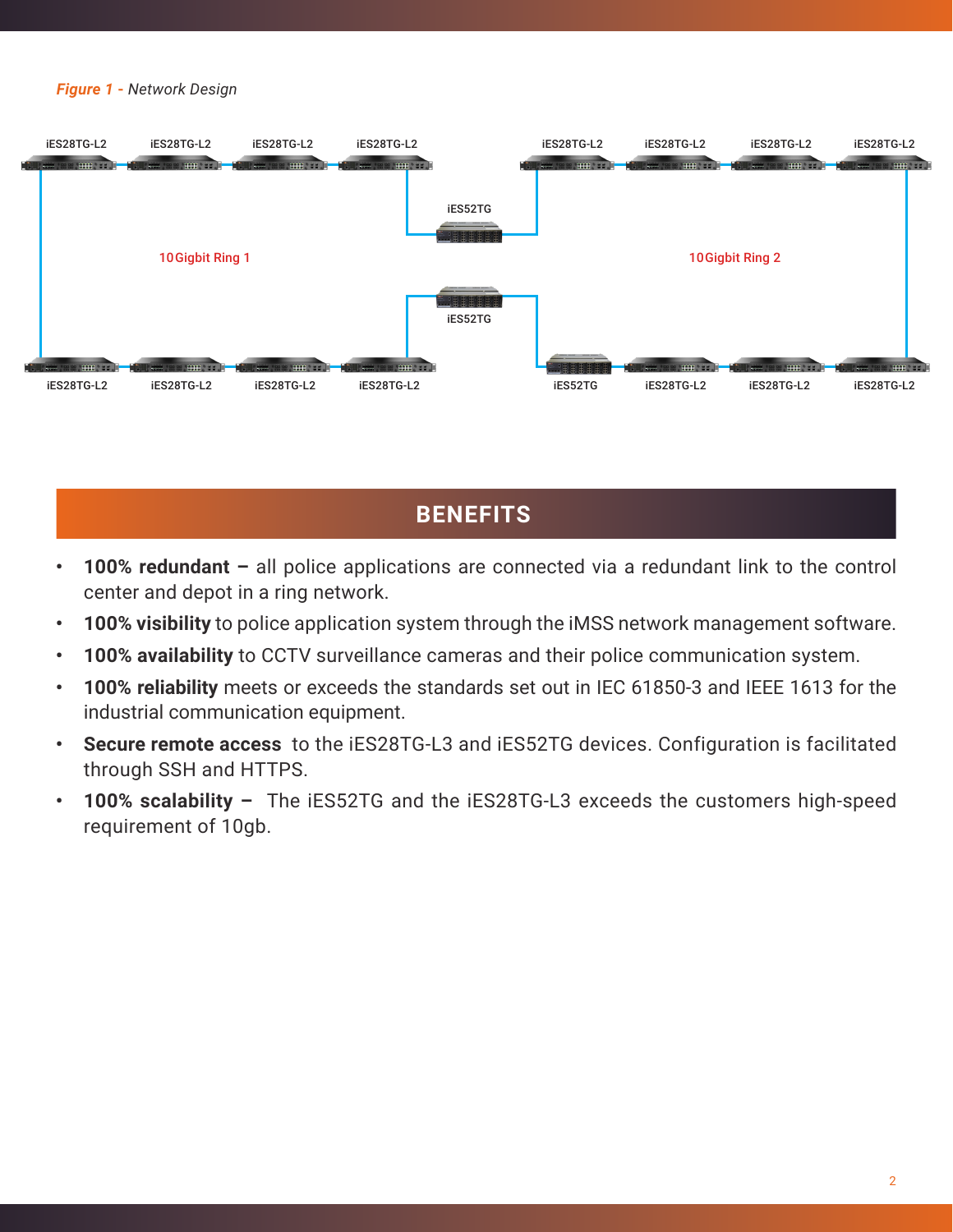*Figure 1 - Network Design*

iES28TG-L2 iES28TG-L2 iES28TG-L2 iES28TG-L2 iES28TG-L2 iES28TG-L2 iES28TG-L2 iES28TG-L2

iES52TG

10Gigbit Ring 1

10Gigbit Ring 2

iES52TG

iES28TG-L2 iES28TG-L2 iES28TG-L2 iES28TG-L2 iES52TG iES28TG-L2 iES28TG-L2 iES28TG-L2

## BENEFITS

- **100% redundant –** all police applications are connected via a redundant link to the control center and depot in a ring network.
- **100% visibility** to police application system through the iMSS network management software.
- **100% availability** to CCTV surveillance cameras and their police communication system.
- **100% reliability** meets or exceeds the standards set out in IEC 61850-3 and IEEE 1613 for the industrial communication equipment.
- **Secure remote access** to the iES28TG-L3 and iES52TG devices. Configuration is facilitated through SSH and HTTPS.
- **100% scalability –** The iES52TG and the iES28TG-L3 exceeds the customers high-speed requirement of 10gb.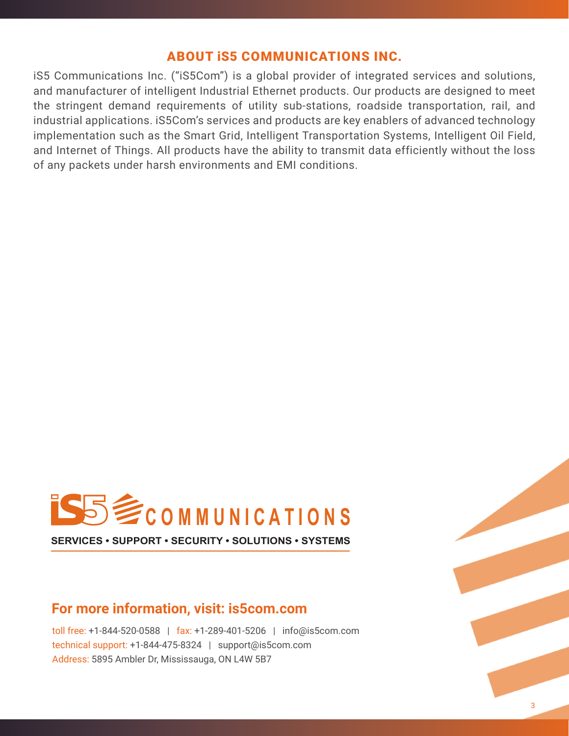## ABOUT iS5 COMMUNICATIONS INC.

iS5 Communications Inc. ("iS5Com") is a global provider of integrated services and solutions, and manufacturer of intelligent Industrial Ethernet products. Our products are designed to meet the stringent demand requirements of utility sub-stations, roadside transportation, rail, and industrial applications. iS5Com's services and products are key enablers of advanced technology implementation such as the Smart Grid, Intelligent Transportation Systems, Intelligent Oil Field, and Internet of Things. All products have the ability to transmit data efficiently without the loss of any packets under harsh environments and EMI conditions.

iS5 COMMUNICATIONS

SERVICES • SUPPORT • SECURITY • SOLUTIONS • SYSTEMS

**For more information, visit: is5com.com**

toll free: +1-844-520-0588 | fax: +1-289-401-5206 | info@is5com.com
technical support: +1-844-475-8324 | support@is5com.com
Address: 5895 Ambler Dr, Mississauga, ON L4W 5B7